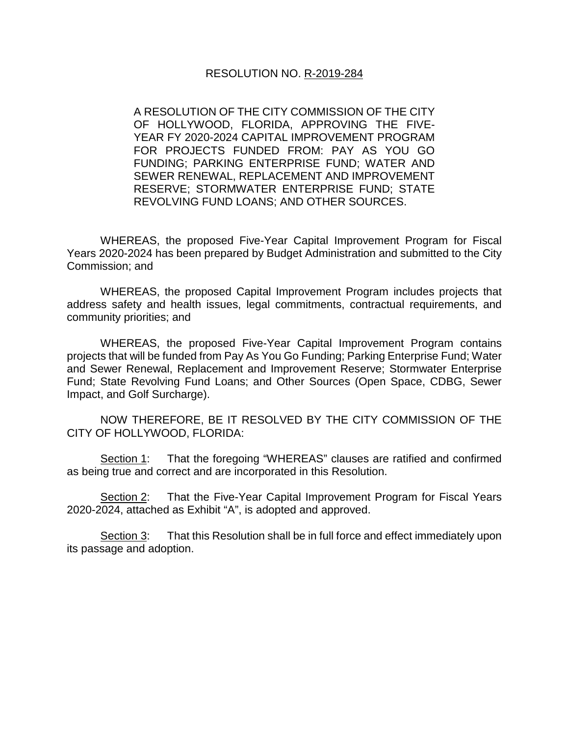# RESOLUTION NO. R-2019-284

A RESOLUTION OF THE CITY COMMISSION OF THE CITY OF HOLLYWOOD, FLORIDA, APPROVING THE FIVE-YEAR FY 2020-2024 CAPITAL IMPROVEMENT PROGRAM FOR PROJECTS FUNDED FROM: PAY AS YOU GO FUNDING; PARKING ENTERPRISE FUND; WATER AND SEWER RENEWAL, REPLACEMENT AND IMPROVEMENT RESERVE; STORMWATER ENTERPRISE FUND; STATE REVOLVING FUND LOANS; AND OTHER SOURCES.

WHEREAS, the proposed Five-Year Capital Improvement Program for Fiscal Years 2020-2024 has been prepared by Budget Administration and submitted to the City Commission; and

WHEREAS, the proposed Capital Improvement Program includes projects that address safety and health issues, legal commitments, contractual requirements, and community priorities; and

WHEREAS, the proposed Five-Year Capital Improvement Program contains projects that will be funded from Pay As You Go Funding; Parking Enterprise Fund; Water and Sewer Renewal, Replacement and Improvement Reserve; Stormwater Enterprise Fund; State Revolving Fund Loans; and Other Sources (Open Space, CDBG, Sewer Impact, and Golf Surcharge).

NOW THEREFORE, BE IT RESOLVED BY THE CITY COMMISSION OF THE CITY OF HOLLYWOOD, FLORIDA:

Section 1: That the foregoing "WHEREAS" clauses are ratified and confirmed as being true and correct and are incorporated in this Resolution.

Section 2: That the Five-Year Capital Improvement Program for Fiscal Years 2020-2024, attached as Exhibit "A", is adopted and approved.

Section 3: That this Resolution shall be in full force and effect immediately upon its passage and adoption.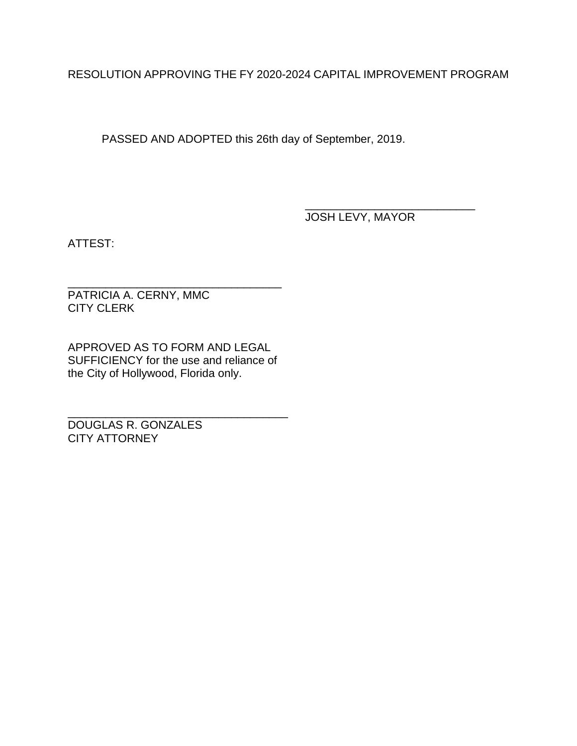RESOLUTION APPROVING THE FY 2020-2024 CAPITAL IMPROVEMENT PROGRAM

PASSED AND ADOPTED this 26th day of September, 2019.

\_\_\_\_\_\_\_\_\_\_\_\_\_\_\_\_\_\_\_\_\_\_\_\_\_\_\_\_
JOSH LEVY, MAYOR

ATTEST:

\_\_\_\_\_\_\_\_\_\_\_\_\_\_\_\_\_\_\_\_\_\_\_\_\_\_\_\_\_\_\_\_\_\_\_\_
PATRICIA A. CERNY, MMC
CITY CLERK

APPROVED AS TO FORM AND LEGAL SUFFICIENCY for the use and reliance of the City of Hollywood, Florida only.

\_\_\_\_\_\_\_\_\_\_\_\_\_\_\_\_\_\_\_\_\_\_\_\_\_\_\_\_\_\_\_\_\_\_\_\_
DOUGLAS R. GONZALES
CITY ATTORNEY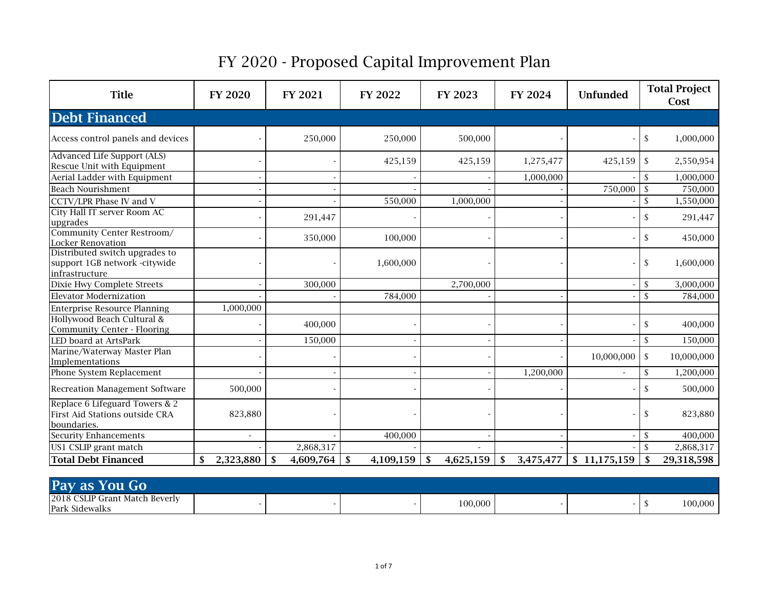# FY 2020 - Proposed Capital Improvement Plan

| Title | FY 2020 | FY 2021 | FY 2022 | FY 2023 | FY 2024 | Unfunded | Total Project Cost |
|---|---|---|---|---|---|---|---|
| **Debt Financed** | | | | | | | |
| Access control panels and devices | - | 250,000 | 250,000 | 500,000 | - | - | $ 1,000,000 |
| Advanced Life Support (ALS) Rescue Unit with Equipment | - | - | 425,159 | 425,159 | 1,275,477 | 425,159 | $ 2,550,954 |
| Aerial Ladder with Equipment | - | - | - | - | 1,000,000 | - | $ 1,000,000 |
| Beach Nourishment | - | - | - | - | - | 750,000 | $ 750,000 |
| CCTV/LPR Phase IV and V | - | - | 550,000 | 1,000,000 | - | - | $ 1,550,000 |
| City Hall IT server Room AC upgrades | - | 291,447 | - | - | - | - | $ 291,447 |
| Community Center Restroom/ Locker Renovation | - | 350,000 | 100,000 | - | - | - | $ 450,000 |
| Distributed switch upgrades to support 1GB network -citywide infrastructure | - | - | 1,600,000 | - | - | - | $ 1,600,000 |
| Dixie Hwy Complete Streets | - | 300,000 | | 2,700,000 | | - | $ 3,000,000 |
| Elevator Modernization | - | - | 784,000 | - | - | - | $ 784,000 |
| Enterprise Resource Planning | 1,000,000 | | | | | | |
| Hollywood Beach Cultural & Community Center - Flooring | - | 400,000 | - | - | - | - | $ 400,000 |
| LED board at ArtsPark | - | 150,000 | - | - | - | - | $ 150,000 |
| Marine/Waterway Master Plan Implementations | - | - | - | - | - | 10,000,000 | $ 10,000,000 |
| Phone System Replacement | - | - | - | - | 1,200,000 | - | $ 1,200,000 |
| Recreation Management Software | 500,000 | - | - | - | - | - | $ 500,000 |
| Replace 6 Lifeguard Towers & 2 First Aid Stations outside CRA boundaries. | 823,880 | - | - | - | - | - | $ 823,880 |
| Security Enhancements | - | - | 400,000 | - | - | - | $ 400,000 |
| US1 CSLIP grant match | - | 2,868,317 | - | - | - | - | $ 2,868,317 |
| **Total Debt Financed** | **$ 2,323,880** | **$ 4,609,764** | **$ 4,109,159** | **$ 4,625,159** | **$ 3,475,477** | **$ 11,175,159** | **$ 29,318,598** |

| Title | FY 2020 | FY 2021 | FY 2022 | FY 2023 | FY 2024 | Unfunded | Total Project Cost |
|---|---|---|---|---|---|---|---|
| **Pay as You Go** | | | | | | | |
| 2018 CSLIP Grant Match Beverly Park Sidewalks | - | - | - | 100,000 | - | - | $ 100,000 |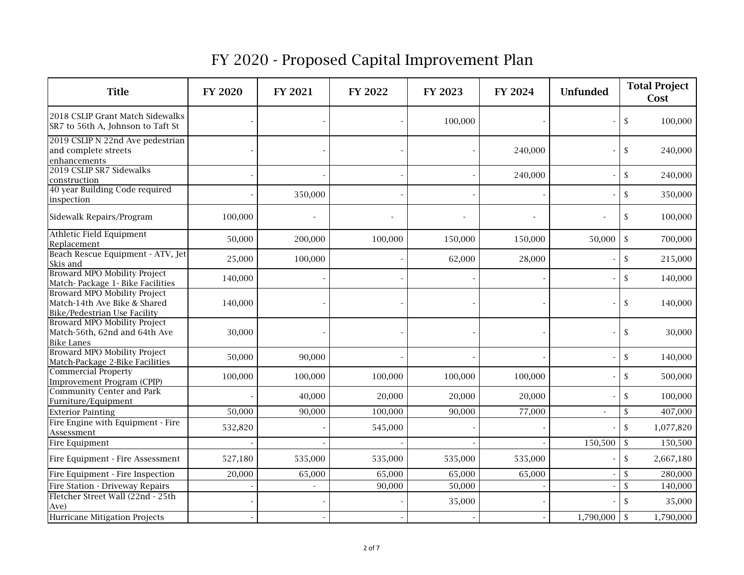# FY 2020 - Proposed Capital Improvement Plan

| Title | FY 2020 | FY 2021 | FY 2022 | FY 2023 | FY 2024 | Unfunded | Total Project Cost |
|---|---|---|---|---|---|---|---|
| 2018 CSLIP Grant Match Sidewalks SR7 to 56th A, Johnson to Taft St | - | - | - | 100,000 | - | - | $ 100,000 |
| 2019 CSLIP N 22nd Ave pedestrian and complete streets enhancements | - | - | - | - | 240,000 | - | $ 240,000 |
| 2019 CSLIP SR7 Sidewalks construction | - | - | - | - | 240,000 | - | $ 240,000 |
| 40 year Building Code required inspection | - | 350,000 | - | - | - | - | $ 350,000 |
| Sidewalk Repairs/Program | 100,000 | - | - | - | - | - | $ 100,000 |
| Athletic Field Equipment Replacement | 50,000 | 200,000 | 100,000 | 150,000 | 150,000 | 50,000 | $ 700,000 |
| Beach Rescue Equipment - ATV, Jet Skis and | 25,000 | 100,000 | - | 62,000 | 28,000 | - | $ 215,000 |
| Broward MPO Mobility Project Match- Package 1- Bike Facilities | 140,000 | - | - | - | - | - | $ 140,000 |
| Broward MPO Mobility Project Match-14th Ave Bike & Shared Bike/Pedestrian Use Facility | 140,000 | - | - | - | - | - | $ 140,000 |
| Broward MPO Mobility Project Match-56th, 62nd and 64th Ave Bike Lanes | 30,000 | - | - | - | - | - | $ 30,000 |
| Broward MPO Mobility Project Match-Package 2-Bike Facilities | 50,000 | 90,000 | - | - | - | - | $ 140,000 |
| Commercial Property Improvement Program (CPIP) | 100,000 | 100,000 | 100,000 | 100,000 | 100,000 | - | $ 500,000 |
| Community Center and Park Furniture/Equipment | - | 40,000 | 20,000 | 20,000 | 20,000 | - | $ 100,000 |
| Exterior Painting | 50,000 | 90,000 | 100,000 | 90,000 | 77,000 | - | $ 407,000 |
| Fire Engine with Equipment - Fire Assessment | 532,820 | - | 545,000 | - | - | - | $ 1,077,820 |
| Fire Equipment | - | - | - | - | - | 150,500 | $ 150,500 |
| Fire Equipment - Fire Assessment | 527,180 | 535,000 | 535,000 | 535,000 | 535,000 | - | $ 2,667,180 |
| Fire Equipment - Fire Inspection | 20,000 | 65,000 | 65,000 | 65,000 | 65,000 | - | $ 280,000 |
| Fire Station - Driveway Repairs | - | - | 90,000 | 50,000 | - | - | $ 140,000 |
| Fletcher Street Wall (22nd - 25th Ave) | - | - | - | 35,000 | - | - | $ 35,000 |
| Hurricane Mitigation Projects | - | - | - | - | - | 1,790,000 | $ 1,790,000 |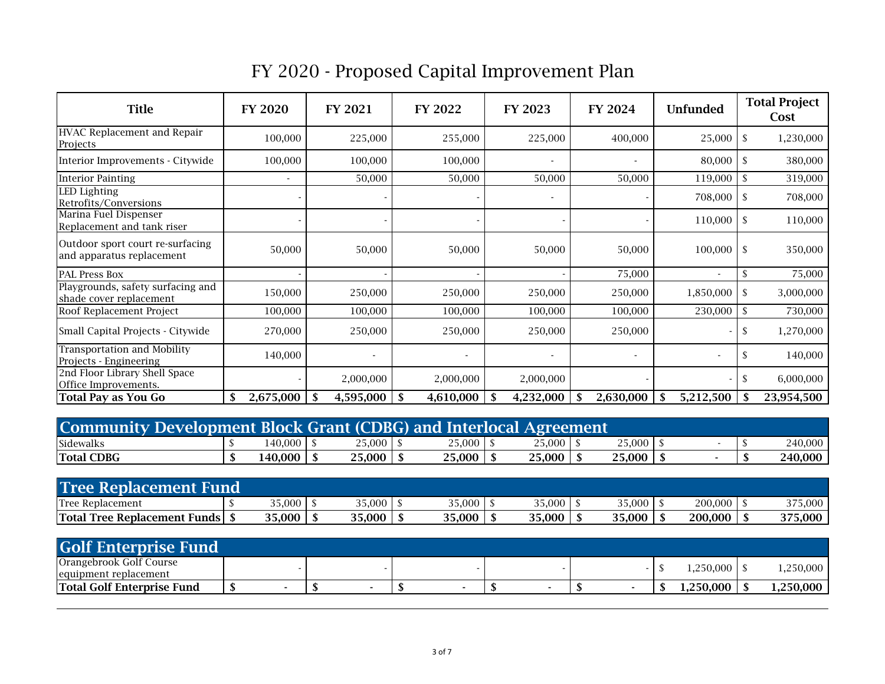# FY 2020 - Proposed Capital Improvement Plan

| Title | FY 2020 | FY 2021 | FY 2022 | FY 2023 | FY 2024 | Unfunded | Total Project Cost |
|---|---|---|---|---|---|---|---|
| HVAC Replacement and Repair Projects | 100,000 | 225,000 | 255,000 | 225,000 | 400,000 | 25,000 | $ 1,230,000 |
| Interior Improvements - Citywide | 100,000 | 100,000 | 100,000 | - | - | 80,000 | $ 380,000 |
| Interior Painting | - | 50,000 | 50,000 | 50,000 | 50,000 | 119,000 | $ 319,000 |
| LED Lighting Retrofits/Conversions | - | - | - | - | - | 708,000 | $ 708,000 |
| Marina Fuel Dispenser Replacement and tank riser | - | - | - | - | - | 110,000 | $ 110,000 |
| Outdoor sport court re-surfacing and apparatus replacement | 50,000 | 50,000 | 50,000 | 50,000 | 50,000 | 100,000 | $ 350,000 |
| PAL Press Box | - | - | - | - | 75,000 | - | $ 75,000 |
| Playgrounds, safety surfacing and shade cover replacement | 150,000 | 250,000 | 250,000 | 250,000 | 250,000 | 1,850,000 | $ 3,000,000 |
| Roof Replacement Project | 100,000 | 100,000 | 100,000 | 100,000 | 100,000 | 230,000 | $ 730,000 |
| Small Capital Projects - Citywide | 270,000 | 250,000 | 250,000 | 250,000 | 250,000 | - | $ 1,270,000 |
| Transportation and Mobility Projects - Engineering | 140,000 | - | - | - | - | - | $ 140,000 |
| 2nd Floor Library Shell Space Office Improvements. | - | 2,000,000 | 2,000,000 | 2,000,000 | - | - | $ 6,000,000 |
| **Total Pay as You Go** | **$ 2,675,000** | **$ 4,595,000** | **$ 4,610,000** | **$ 4,232,000** | **$ 2,630,000** | **$ 5,212,500** | **$ 23,954,500** |

## Community Development Block Grant (CDBG) and Interlocal Agreement

| Title | FY 2020 | FY 2021 | FY 2022 | FY 2023 | FY 2024 | Unfunded | Total Project Cost |
|---|---|---|---|---|---|---|---|
| Sidewalks | $ 140,000 | $ 25,000 | $ 25,000 | $ 25,000 | $ 25,000 | $ - | $ 240,000 |
| **Total CDBG** | **$ 140,000** | **$ 25,000** | **$ 25,000** | **$ 25,000** | **$ 25,000** | **$ -** | **$ 240,000** |

## Tree Replacement Fund

| Title | FY 2020 | FY 2021 | FY 2022 | FY 2023 | FY 2024 | Unfunded | Total Project Cost |
|---|---|---|---|---|---|---|---|
| Tree Replacement | $ 35,000 | $ 35,000 | $ 35,000 | $ 35,000 | $ 35,000 | $ 200,000 | $ 375,000 |
| **Total Tree Replacement Funds** | **$ 35,000** | **$ 35,000** | **$ 35,000** | **$ 35,000** | **$ 35,000** | **$ 200,000** | **$ 375,000** |

## Golf Enterprise Fund

| Title | FY 2020 | FY 2021 | FY 2022 | FY 2023 | FY 2024 | Unfunded | Total Project Cost |
|---|---|---|---|---|---|---|---|
| Orangebrook Golf Course equipment replacement | - | - | - | - | - | $ 1,250,000 | $ 1,250,000 |
| **Total Golf Enterprise Fund** | **$ -** | **$ -** | **$ -** | **$ -** | **$ -** | **$ 1,250,000** | **$ 1,250,000** |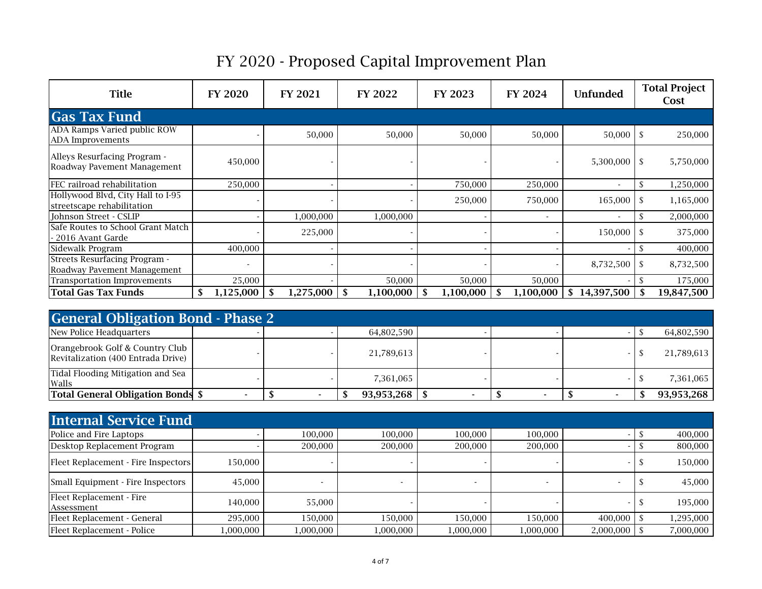# FY 2020 - Proposed Capital Improvement Plan

| Title | FY 2020 | FY 2021 | FY 2022 | FY 2023 | FY 2024 | Unfunded | Total Project Cost |
|---|---|---|---|---|---|---|---|
| **Gas Tax Fund** | | | | | | | |
| ADA Ramps Varied public ROW ADA Improvements | - | 50,000 | 50,000 | 50,000 | 50,000 | 50,000 | $ 250,000 |
| Alleys Resurfacing Program - Roadway Pavement Management | 450,000 | - | - | - | - | 5,300,000 | $ 5,750,000 |
| FEC railroad rehabilitation | 250,000 | - | - | 750,000 | 250,000 | - | $ 1,250,000 |
| Hollywood Blvd, City Hall to I-95 streetscape rehabilitation | - | - | - | 250,000 | 750,000 | 165,000 | $ 1,165,000 |
| Johnson Street - CSLIP | - | 1,000,000 | 1,000,000 | - | - | - | $ 2,000,000 |
| Safe Routes to School Grant Match - 2016 Avant Garde | - | 225,000 | - | - | - | 150,000 | $ 375,000 |
| Sidewalk Program | 400,000 | - | - | - | - | - | $ 400,000 |
| Streets Resurfacing Program - Roadway Pavement Management | - | - | - | - | - | 8,732,500 | $ 8,732,500 |
| Transportation Improvements | 25,000 | - | 50,000 | 50,000 | 50,000 | - | $ 175,000 |
| **Total Gas Tax Funds** | **$ 1,125,000** | **$ 1,275,000** | **$ 1,100,000** | **$ 1,100,000** | **$ 1,100,000** | **$ 14,397,500** | **$ 19,847,500** |
| **General Obligation Bond - Phase 2** | | | | | | | |
| New Police Headquarters | - | - | 64,802,590 | - | - | - | $ 64,802,590 |
| Orangebrook Golf & Country Club Revitalization (400 Entrada Drive) | - | - | 21,789,613 | - | - | - | $ 21,789,613 |
| Tidal Flooding Mitigation and Sea Walls | - | - | 7,361,065 | - | - | - | $ 7,361,065 |
| **Total General Obligation Bonds** | **$ -** | **$ -** | **$ 93,953,268** | **$ -** | **$ -** | **$ -** | **$ 93,953,268** |
| **Internal Service Fund** | | | | | | | |
| Police and Fire Laptops | - | 100,000 | 100,000 | 100,000 | 100,000 | - | $ 400,000 |
| Desktop Replacement Program | - | 200,000 | 200,000 | 200,000 | 200,000 | - | $ 800,000 |
| Fleet Replacement - Fire Inspectors | 150,000 | - | - | - | - | - | $ 150,000 |
| Small Equipment - Fire Inspectors | 45,000 | - | - | - | - | - | $ 45,000 |
| Fleet Replacement - Fire Assessment | 140,000 | 55,000 | - | - | - | - | $ 195,000 |
| Fleet Replacement - General | 295,000 | 150,000 | 150,000 | 150,000 | 150,000 | 400,000 | $ 1,295,000 |
| Fleet Replacement - Police | 1,000,000 | 1,000,000 | 1,000,000 | 1,000,000 | 1,000,000 | 2,000,000 | $ 7,000,000 |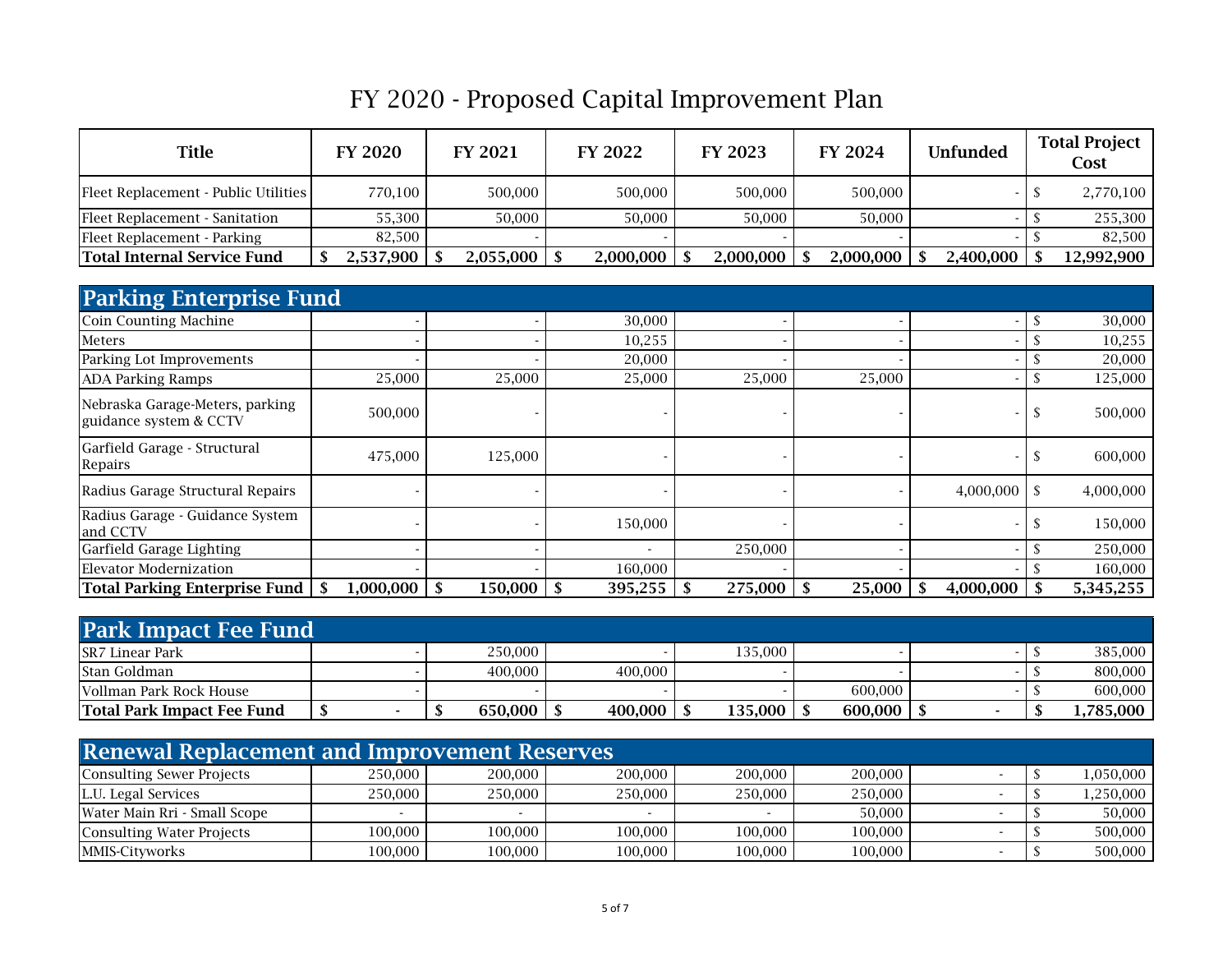# FY 2020 - Proposed Capital Improvement Plan

| Title | FY 2020 | FY 2021 | FY 2022 | FY 2023 | FY 2024 | Unfunded | Total Project Cost |
|---|---|---|---|---|---|---|---|
| Fleet Replacement - Public Utilities | 770,100 | 500,000 | 500,000 | 500,000 | 500,000 | - | $ 2,770,100 |
| Fleet Replacement - Sanitation | 55,300 | 50,000 | 50,000 | 50,000 | 50,000 | - | $ 255,300 |
| Fleet Replacement - Parking | 82,500 | - | - | - | - | - | $ 82,500 |
| **Total Internal Service Fund** | **$ 2,537,900** | **$ 2,055,000** | **$ 2,000,000** | **$ 2,000,000** | **$ 2,000,000** | **$ 2,400,000** | **$ 12,992,900** |

## Parking Enterprise Fund

| Title | FY 2020 | FY 2021 | FY 2022 | FY 2023 | FY 2024 | Unfunded | Total Project Cost |
|---|---|---|---|---|---|---|---|
| Coin Counting Machine | - | - | 30,000 | - | - | - | $ 30,000 |
| Meters | - | - | 10,255 | - | - | - | $ 10,255 |
| Parking Lot Improvements | - | - | 20,000 | - | - | - | $ 20,000 |
| ADA Parking Ramps | 25,000 | 25,000 | 25,000 | 25,000 | 25,000 | - | $ 125,000 |
| Nebraska Garage-Meters, parking guidance system & CCTV | 500,000 | - | - | - | - | - | $ 500,000 |
| Garfield Garage - Structural Repairs | 475,000 | 125,000 | - | - | - | - | $ 600,000 |
| Radius Garage Structural Repairs | - | - | - | - | - | 4,000,000 | $ 4,000,000 |
| Radius Garage - Guidance System and CCTV | - | - | 150,000 | - | - | - | $ 150,000 |
| Garfield Garage Lighting | - | - | - | 250,000 | - | - | $ 250,000 |
| Elevator Modernization | - | - | 160,000 | - | - | - | $ 160,000 |
| **Total Parking Enterprise Fund** | **$ 1,000,000** | **$ 150,000** | **$ 395,255** | **$ 275,000** | **$ 25,000** | **$ 4,000,000** | **$ 5,345,255** |

## Park Impact Fee Fund

| Title | FY 2020 | FY 2021 | FY 2022 | FY 2023 | FY 2024 | Unfunded | Total Project Cost |
|---|---|---|---|---|---|---|---|
| SR7 Linear Park | - | 250,000 | - | 135,000 | - | - | $ 385,000 |
| Stan Goldman | - | 400,000 | 400,000 | - | - | - | $ 800,000 |
| Vollman Park Rock House | - | - | - | - | 600,000 | - | $ 600,000 |
| **Total Park Impact Fee Fund** | **$ -** | **$ 650,000** | **$ 400,000** | **$ 135,000** | **$ 600,000** | **$ -** | **$ 1,785,000** |

## Renewal Replacement and Improvement Reserves

| Title | FY 2020 | FY 2021 | FY 2022 | FY 2023 | FY 2024 | Unfunded | Total Project Cost |
|---|---|---|---|---|---|---|---|
| Consulting Sewer Projects | 250,000 | 200,000 | 200,000 | 200,000 | 200,000 | - | $ 1,050,000 |
| L.U. Legal Services | 250,000 | 250,000 | 250,000 | 250,000 | 250,000 | - | $ 1,250,000 |
| Water Main Rri - Small Scope | - | - | - | - | 50,000 | - | $ 50,000 |
| Consulting Water Projects | 100,000 | 100,000 | 100,000 | 100,000 | 100,000 | - | $ 500,000 |
| MMIS-Cityworks | 100,000 | 100,000 | 100,000 | 100,000 | 100,000 | - | $ 500,000 |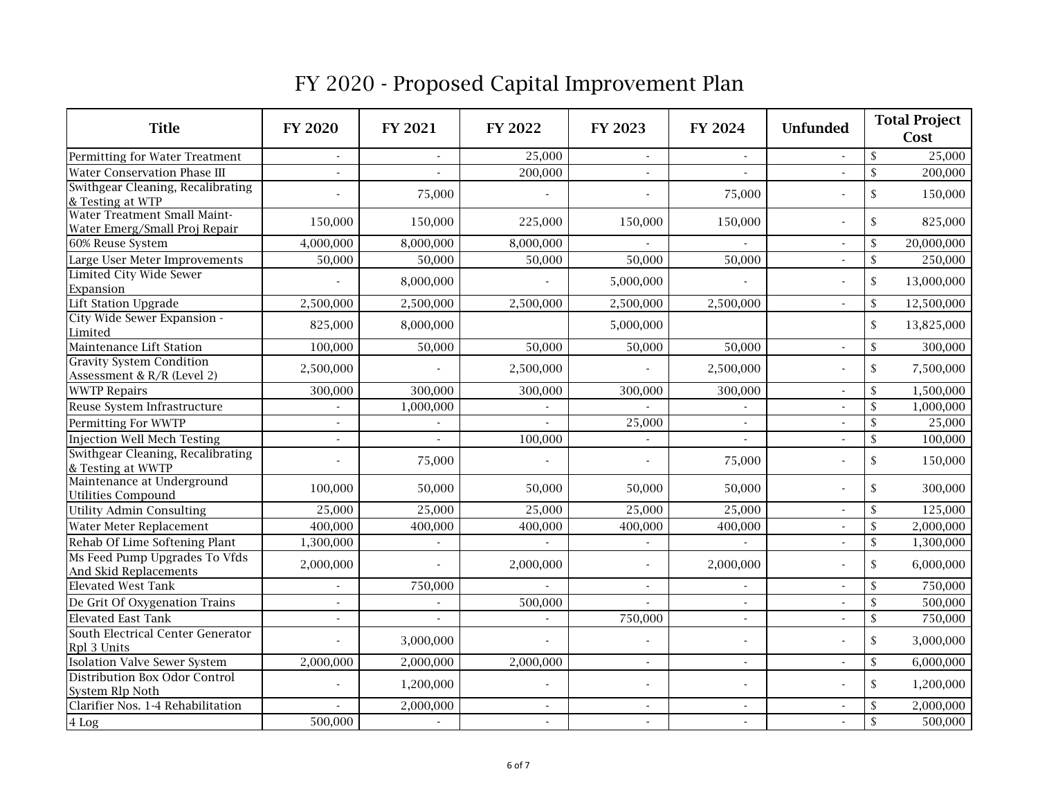# FY 2020 - Proposed Capital Improvement Plan

| Title | FY 2020 | FY 2021 | FY 2022 | FY 2023 | FY 2024 | Unfunded | Total Project Cost |
|---|---|---|---|---|---|---|---|
| Permitting for Water Treatment | - | - | 25,000 | - | - | - | $ 25,000 |
| Water Conservation Phase III | - | - | 200,000 | - | - | - | $ 200,000 |
| Swithgear Cleaning, Recalibrating & Testing at WTP | - | 75,000 | - | - | 75,000 | - | $ 150,000 |
| Water Treatment Small Maint-Water Emerg/Small Proj Repair | 150,000 | 150,000 | 225,000 | 150,000 | 150,000 | - | $ 825,000 |
| 60% Reuse System | 4,000,000 | 8,000,000 | 8,000,000 | - | - | - | $ 20,000,000 |
| Large User Meter Improvements | 50,000 | 50,000 | 50,000 | 50,000 | 50,000 | - | $ 250,000 |
| Limited City Wide Sewer Expansion | - | 8,000,000 | - | 5,000,000 | - | - | $ 13,000,000 |
| Lift Station Upgrade | 2,500,000 | 2,500,000 | 2,500,000 | 2,500,000 | 2,500,000 | - | $ 12,500,000 |
| City Wide Sewer Expansion - Limited | 825,000 | 8,000,000 | | 5,000,000 | | | $ 13,825,000 |
| Maintenance Lift Station | 100,000 | 50,000 | 50,000 | 50,000 | 50,000 | - | $ 300,000 |
| Gravity System Condition Assessment & R/R (Level 2) | 2,500,000 | - | 2,500,000 | - | 2,500,000 | - | $ 7,500,000 |
| WWTP Repairs | 300,000 | 300,000 | 300,000 | 300,000 | 300,000 | - | $ 1,500,000 |
| Reuse System Infrastructure | - | 1,000,000 | - | - | - | - | $ 1,000,000 |
| Permitting For WWTP | - | - | - | 25,000 | - | - | $ 25,000 |
| Injection Well Mech Testing | - | - | 100,000 | - | - | - | $ 100,000 |
| Swithgear Cleaning, Recalibrating & Testing at WWTP | - | 75,000 | - | - | 75,000 | - | $ 150,000 |
| Maintenance at Underground Utilities Compound | 100,000 | 50,000 | 50,000 | 50,000 | 50,000 | - | $ 300,000 |
| Utility Admin Consulting | 25,000 | 25,000 | 25,000 | 25,000 | 25,000 | - | $ 125,000 |
| Water Meter Replacement | 400,000 | 400,000 | 400,000 | 400,000 | 400,000 | - | $ 2,000,000 |
| Rehab Of Lime Softening Plant | 1,300,000 | - | - | - | - | - | $ 1,300,000 |
| Ms Feed Pump Upgrades To Vfds And Skid Replacements | 2,000,000 | - | 2,000,000 | - | 2,000,000 | - | $ 6,000,000 |
| Elevated West Tank | - | 750,000 | - | - | - | - | $ 750,000 |
| De Grit Of Oxygenation Trains | - | - | 500,000 | - | - | - | $ 500,000 |
| Elevated East Tank | - | - | - | 750,000 | - | - | $ 750,000 |
| South Electrical Center Generator Rpl 3 Units | - | 3,000,000 | - | - | - | - | $ 3,000,000 |
| Isolation Valve Sewer System | 2,000,000 | 2,000,000 | 2,000,000 | - | - | - | $ 6,000,000 |
| Distribution Box Odor Control System Rlp Noth | - | 1,200,000 | - | - | - | - | $ 1,200,000 |
| Clarifier Nos. 1-4 Rehabilitation | - | 2,000,000 | - | - | - | - | $ 2,000,000 |
| 4 Log | 500,000 | - | - | - | - | - | $ 500,000 |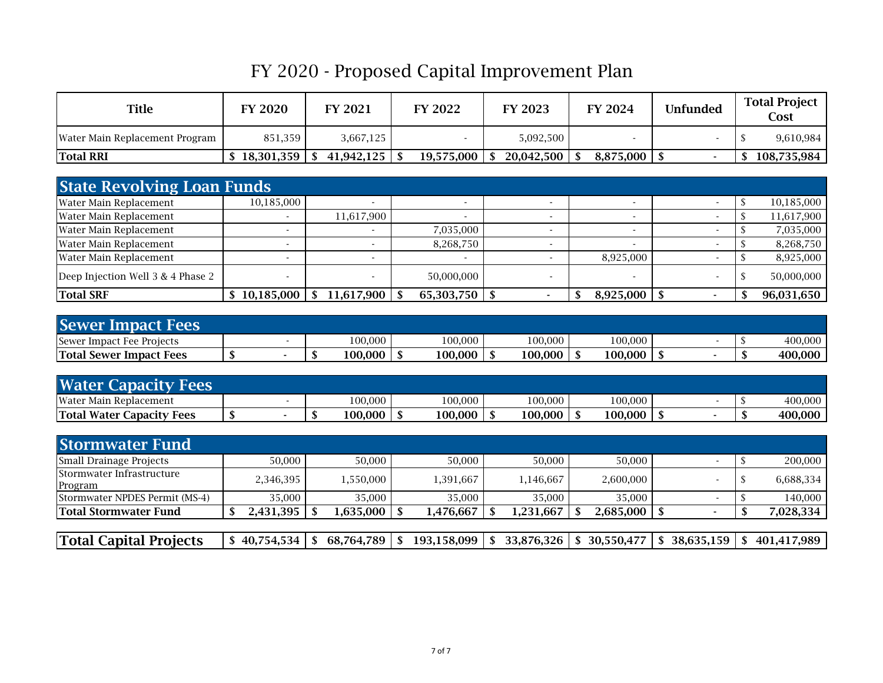# FY 2020 - Proposed Capital Improvement Plan

| Title | FY 2020 | FY 2021 | FY 2022 | FY 2023 | FY 2024 | Unfunded | Total Project Cost |
|---|---|---|---|---|---|---|---|
| Water Main Replacement Program | 851,359 | 3,667,125 | - | 5,092,500 | - | - | $ 9,610,984 |
| **Total RRI** | **$ 18,301,359** | **$ 41,942,125** | **$ 19,575,000** | **$ 20,042,500** | **$ 8,875,000** | **$ -** | **$ 108,735,984** |
| **State Revolving Loan Funds** | | | | | | | |
| Water Main Replacement | 10,185,000 | - | - | - | - | - | $ 10,185,000 |
| Water Main Replacement | - | 11,617,900 | - | - | - | - | $ 11,617,900 |
| Water Main Replacement | - | - | 7,035,000 | - | - | - | $ 7,035,000 |
| Water Main Replacement | - | - | 8,268,750 | - | - | - | $ 8,268,750 |
| Water Main Replacement | - | - | - | - | 8,925,000 | - | $ 8,925,000 |
| Deep Injection Well 3 & 4 Phase 2 | - | - | 50,000,000 | - | - | - | $ 50,000,000 |
| **Total SRF** | **$ 10,185,000** | **$ 11,617,900** | **$ 65,303,750** | **$ -** | **$ 8,925,000** | **$ -** | **$ 96,031,650** |
| **Sewer Impact Fees** | | | | | | | |
| Sewer Impact Fee Projects | - | 100,000 | 100,000 | 100,000 | 100,000 | - | $ 400,000 |
| **Total Sewer Impact Fees** | **$ -** | **$ 100,000** | **$ 100,000** | **$ 100,000** | **$ 100,000** | **$ -** | **$ 400,000** |
| **Water Capacity Fees** | | | | | | | |
| Water Main Replacement | - | 100,000 | 100,000 | 100,000 | 100,000 | - | $ 400,000 |
| **Total Water Capacity Fees** | **$ -** | **$ 100,000** | **$ 100,000** | **$ 100,000** | **$ 100,000** | **$ -** | **$ 400,000** |
| **Stormwater Fund** | | | | | | | |
| Small Drainage Projects | 50,000 | 50,000 | 50,000 | 50,000 | 50,000 | - | $ 200,000 |
| Stormwater Infrastructure Program | 2,346,395 | 1,550,000 | 1,391,667 | 1,146,667 | 2,600,000 | - | $ 6,688,334 |
| Stormwater NPDES Permit (MS-4) | 35,000 | 35,000 | 35,000 | 35,000 | 35,000 | - | $ 140,000 |
| **Total Stormwater Fund** | **$ 2,431,395** | **$ 1,635,000** | **$ 1,476,667** | **$ 1,231,667** | **$ 2,685,000** | **$ -** | **$ 7,028,334** |
| **Total Capital Projects** | **$ 40,754,534** | **$ 68,764,789** | **$ 193,158,099** | **$ 33,876,326** | **$ 30,550,477** | **$ 38,635,159** | **$ 401,417,989** |